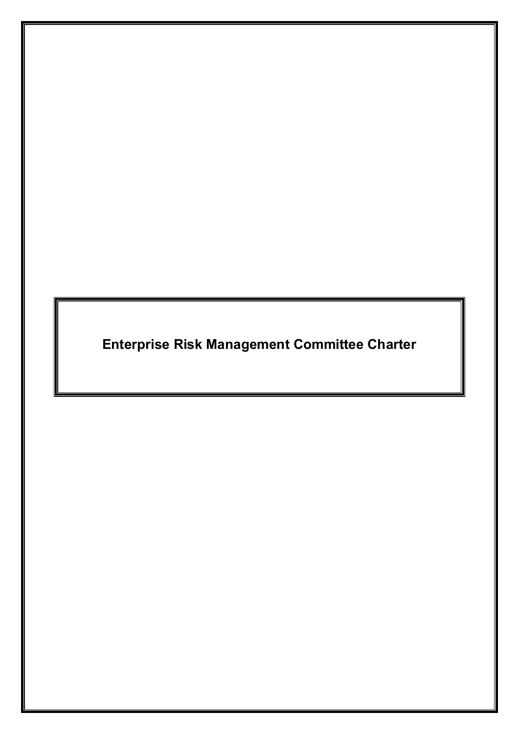# Enterprise Risk Management Committee Charter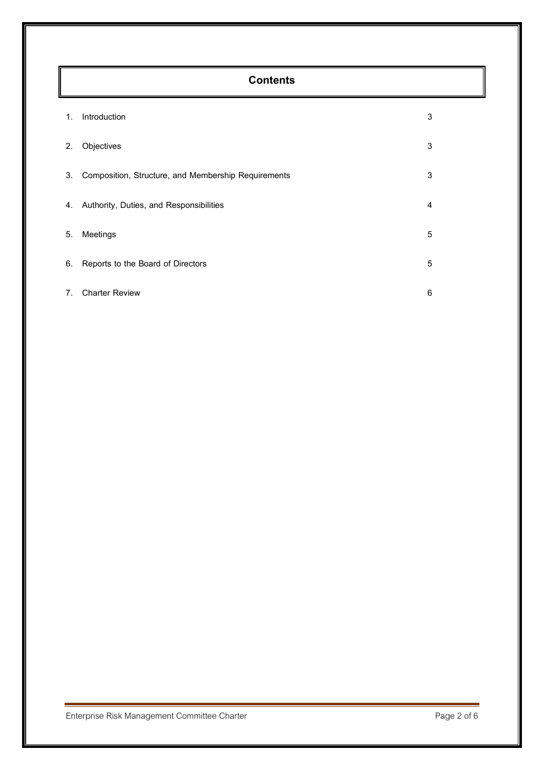# Contents

| | | |
|---|---|---|
| 1. | Introduction | 3 |
| 2. | Objectives | 3 |
| 3. | Composition, Structure, and Membership Requirements | 3 |
| 4. | Authority, Duties, and Responsibilities | 4 |
| 5. | Meetings | 5 |
| 6. | Reports to the Board of Directors | 5 |
| 7. | Charter Review | 6 |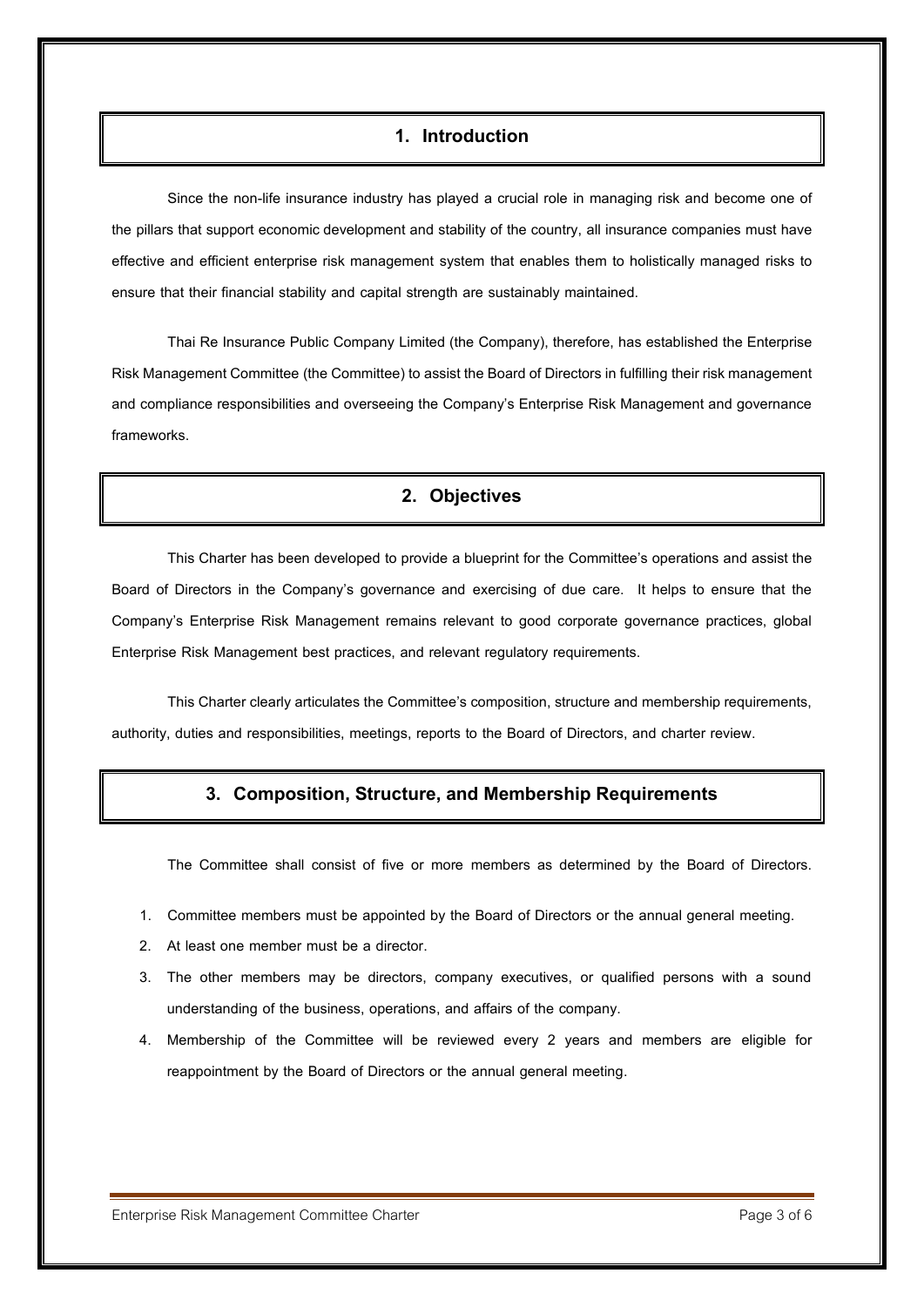## 1. Introduction

Since the non-life insurance industry has played a crucial role in managing risk and become one of the pillars that support economic development and stability of the country, all insurance companies must have effective and efficient enterprise risk management system that enables them to holistically managed risks to ensure that their financial stability and capital strength are sustainably maintained.

Thai Re Insurance Public Company Limited (the Company), therefore, has established the Enterprise Risk Management Committee (the Committee) to assist the Board of Directors in fulfilling their risk management and compliance responsibilities and overseeing the Company's Enterprise Risk Management and governance frameworks.

## 2. Objectives

This Charter has been developed to provide a blueprint for the Committee's operations and assist the Board of Directors in the Company's governance and exercising of due care. It helps to ensure that the Company's Enterprise Risk Management remains relevant to good corporate governance practices, global Enterprise Risk Management best practices, and relevant regulatory requirements.

This Charter clearly articulates the Committee's composition, structure and membership requirements, authority, duties and responsibilities, meetings, reports to the Board of Directors, and charter review.

## 3. Composition, Structure, and Membership Requirements

The Committee shall consist of five or more members as determined by the Board of Directors.

1. Committee members must be appointed by the Board of Directors or the annual general meeting.
2. At least one member must be a director.
3. The other members may be directors, company executives, or qualified persons with a sound understanding of the business, operations, and affairs of the company.
4. Membership of the Committee will be reviewed every 2 years and members are eligible for reappointment by the Board of Directors or the annual general meeting.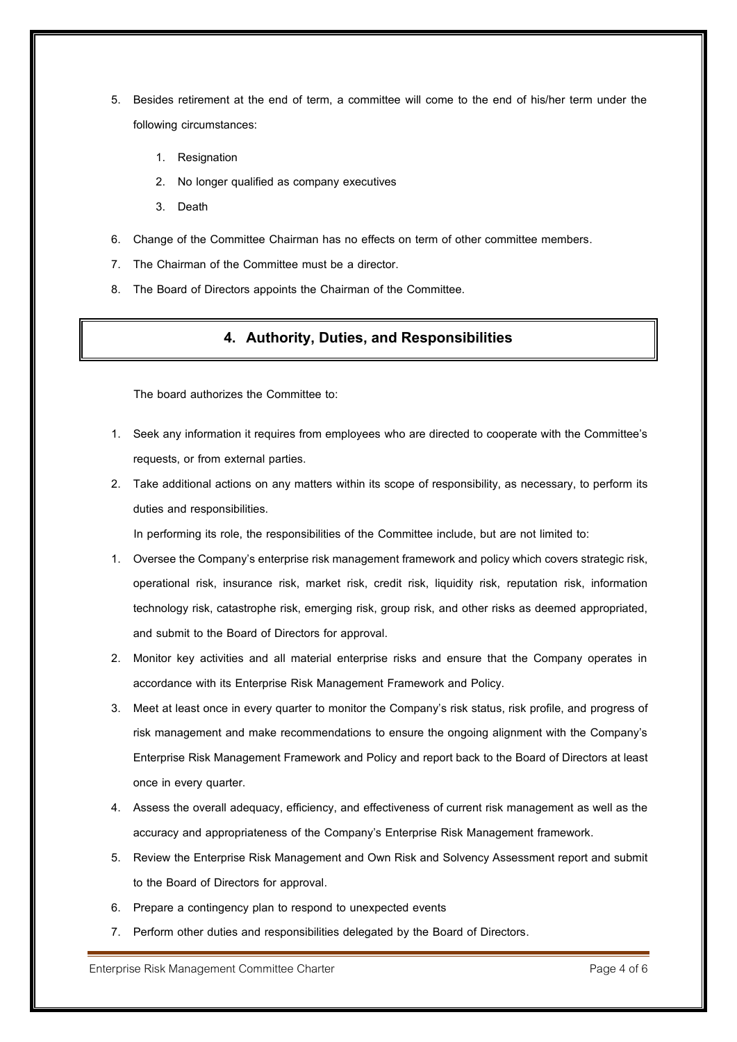5. Besides retirement at the end of term, a committee will come to the end of his/her term under the following circumstances:
    1. Resignation
    2. No longer qualified as company executives
    3. Death
6. Change of the Committee Chairman has no effects on term of other committee members.
7. The Chairman of the Committee must be a director.
8. The Board of Directors appoints the Chairman of the Committee.

## 4. Authority, Duties, and Responsibilities

The board authorizes the Committee to:

1. Seek any information it requires from employees who are directed to cooperate with the Committee's requests, or from external parties.
2. Take additional actions on any matters within its scope of responsibility, as necessary, to perform its duties and responsibilities.

In performing its role, the responsibilities of the Committee include, but are not limited to:

1. Oversee the Company's enterprise risk management framework and policy which covers strategic risk, operational risk, insurance risk, market risk, credit risk, liquidity risk, reputation risk, information technology risk, catastrophe risk, emerging risk, group risk, and other risks as deemed appropriated, and submit to the Board of Directors for approval.
2. Monitor key activities and all material enterprise risks and ensure that the Company operates in accordance with its Enterprise Risk Management Framework and Policy.
3. Meet at least once in every quarter to monitor the Company's risk status, risk profile, and progress of risk management and make recommendations to ensure the ongoing alignment with the Company's Enterprise Risk Management Framework and Policy and report back to the Board of Directors at least once in every quarter.
4. Assess the overall adequacy, efficiency, and effectiveness of current risk management as well as the accuracy and appropriateness of the Company's Enterprise Risk Management framework.
5. Review the Enterprise Risk Management and Own Risk and Solvency Assessment report and submit to the Board of Directors for approval.
6. Prepare a contingency plan to respond to unexpected events
7. Perform other duties and responsibilities delegated by the Board of Directors.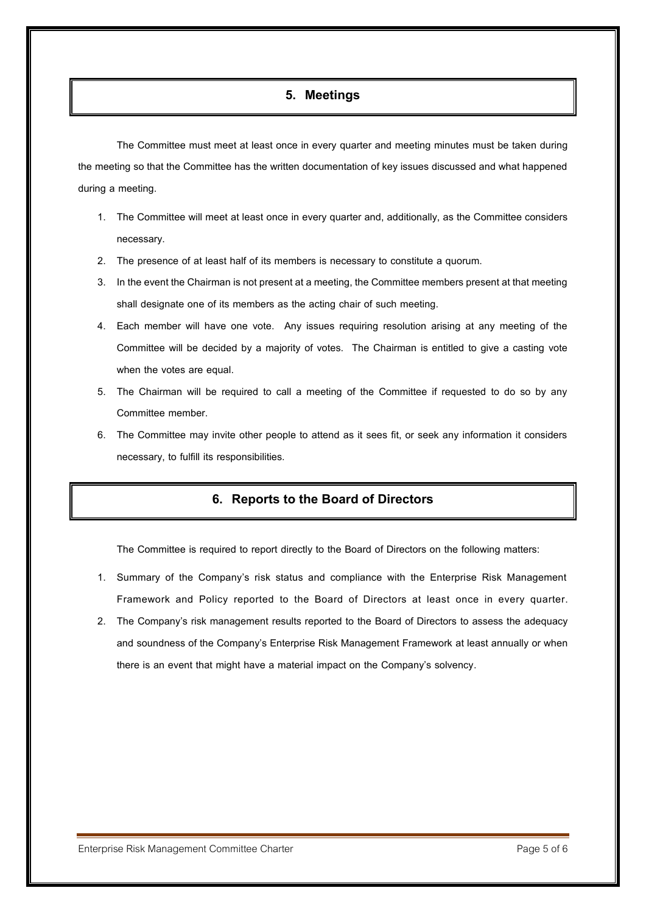## 5. Meetings

The Committee must meet at least once in every quarter and meeting minutes must be taken during the meeting so that the Committee has the written documentation of key issues discussed and what happened during a meeting.

1. The Committee will meet at least once in every quarter and, additionally, as the Committee considers necessary.
2. The presence of at least half of its members is necessary to constitute a quorum.
3. In the event the Chairman is not present at a meeting, the Committee members present at that meeting shall designate one of its members as the acting chair of such meeting.
4. Each member will have one vote. Any issues requiring resolution arising at any meeting of the Committee will be decided by a majority of votes. The Chairman is entitled to give a casting vote when the votes are equal.
5. The Chairman will be required to call a meeting of the Committee if requested to do so by any Committee member.
6. The Committee may invite other people to attend as it sees fit, or seek any information it considers necessary, to fulfill its responsibilities.

## 6. Reports to the Board of Directors

The Committee is required to report directly to the Board of Directors on the following matters:

1. Summary of the Company's risk status and compliance with the Enterprise Risk Management Framework and Policy reported to the Board of Directors at least once in every quarter.
2. The Company's risk management results reported to the Board of Directors to assess the adequacy and soundness of the Company's Enterprise Risk Management Framework at least annually or when there is an event that might have a material impact on the Company's solvency.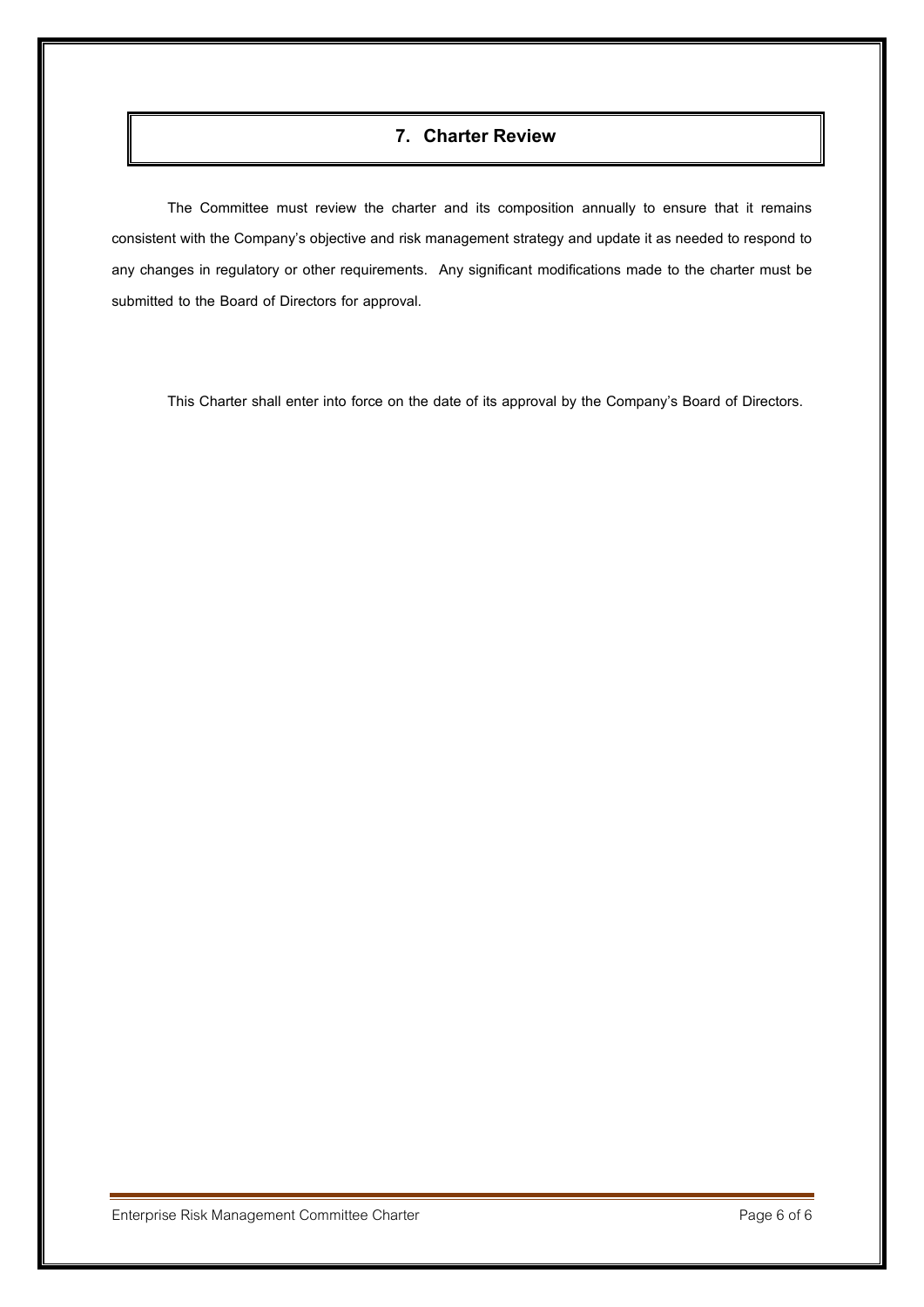## 7. Charter Review

The Committee must review the charter and its composition annually to ensure that it remains consistent with the Company's objective and risk management strategy and update it as needed to respond to any changes in regulatory or other requirements. Any significant modifications made to the charter must be submitted to the Board of Directors for approval.

This Charter shall enter into force on the date of its approval by the Company's Board of Directors.